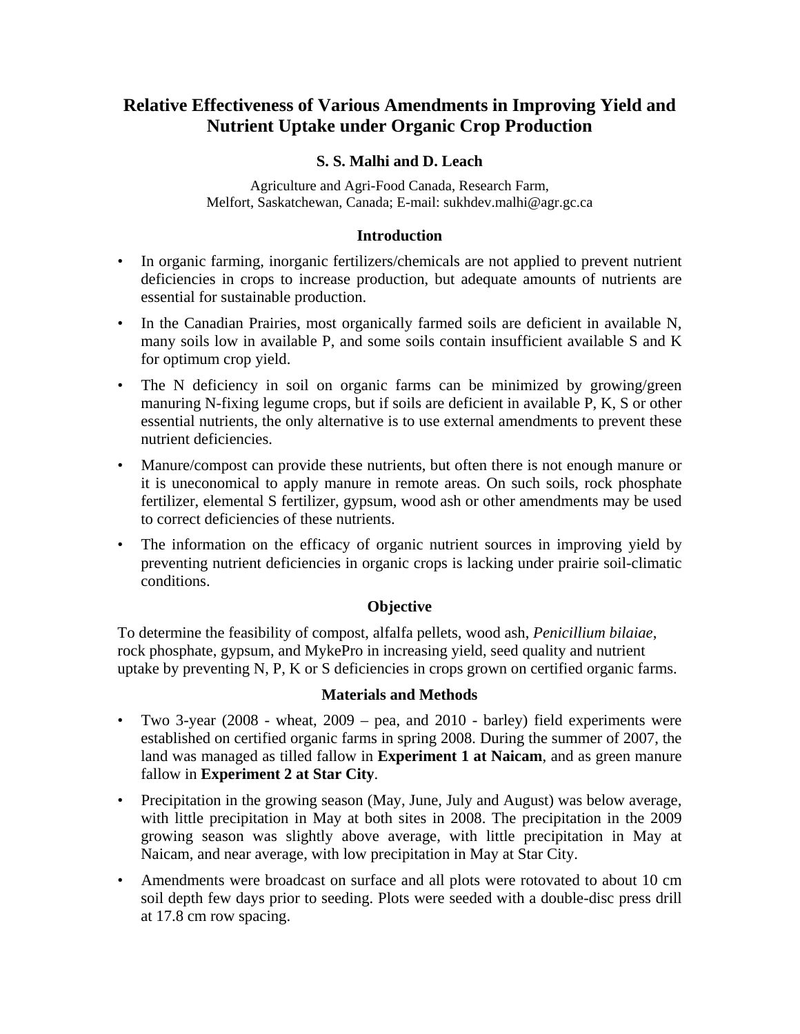# Relative Effectiveness of Various Amendments in Improving Yield and Nutrient Uptake under Organic Crop Production

**S. S. Malhi and D. Leach**

Agriculture and Agri-Food Canada, Research Farm,
Melfort, Saskatchewan, Canada; E-mail: sukhdev.malhi@agr.gc.ca

## Introduction

- In organic farming, inorganic fertilizers/chemicals are not applied to prevent nutrient deficiencies in crops to increase production, but adequate amounts of nutrients are essential for sustainable production.
- In the Canadian Prairies, most organically farmed soils are deficient in available N, many soils low in available P, and some soils contain insufficient available S and K for optimum crop yield.
- The N deficiency in soil on organic farms can be minimized by growing/green manuring N-fixing legume crops, but if soils are deficient in available P, K, S or other essential nutrients, the only alternative is to use external amendments to prevent these nutrient deficiencies.
- Manure/compost can provide these nutrients, but often there is not enough manure or it is uneconomical to apply manure in remote areas. On such soils, rock phosphate fertilizer, elemental S fertilizer, gypsum, wood ash or other amendments may be used to correct deficiencies of these nutrients.
- The information on the efficacy of organic nutrient sources in improving yield by preventing nutrient deficiencies in organic crops is lacking under prairie soil-climatic conditions.

## Objective

To determine the feasibility of compost, alfalfa pellets, wood ash, *Penicillium bilaiae*, rock phosphate, gypsum, and MykePro in increasing yield, seed quality and nutrient uptake by preventing N, P, K or S deficiencies in crops grown on certified organic farms.

## Materials and Methods

- Two 3-year (2008 - wheat, 2009 – pea, and 2010 - barley) field experiments were established on certified organic farms in spring 2008. During the summer of 2007, the land was managed as tilled fallow in **Experiment 1 at Naicam**, and as green manure fallow in **Experiment 2 at Star City**.
- Precipitation in the growing season (May, June, July and August) was below average, with little precipitation in May at both sites in 2008. The precipitation in the 2009 growing season was slightly above average, with little precipitation in May at Naicam, and near average, with low precipitation in May at Star City.
- Amendments were broadcast on surface and all plots were rotovated to about 10 cm soil depth few days prior to seeding. Plots were seeded with a double-disc press drill at 17.8 cm row spacing.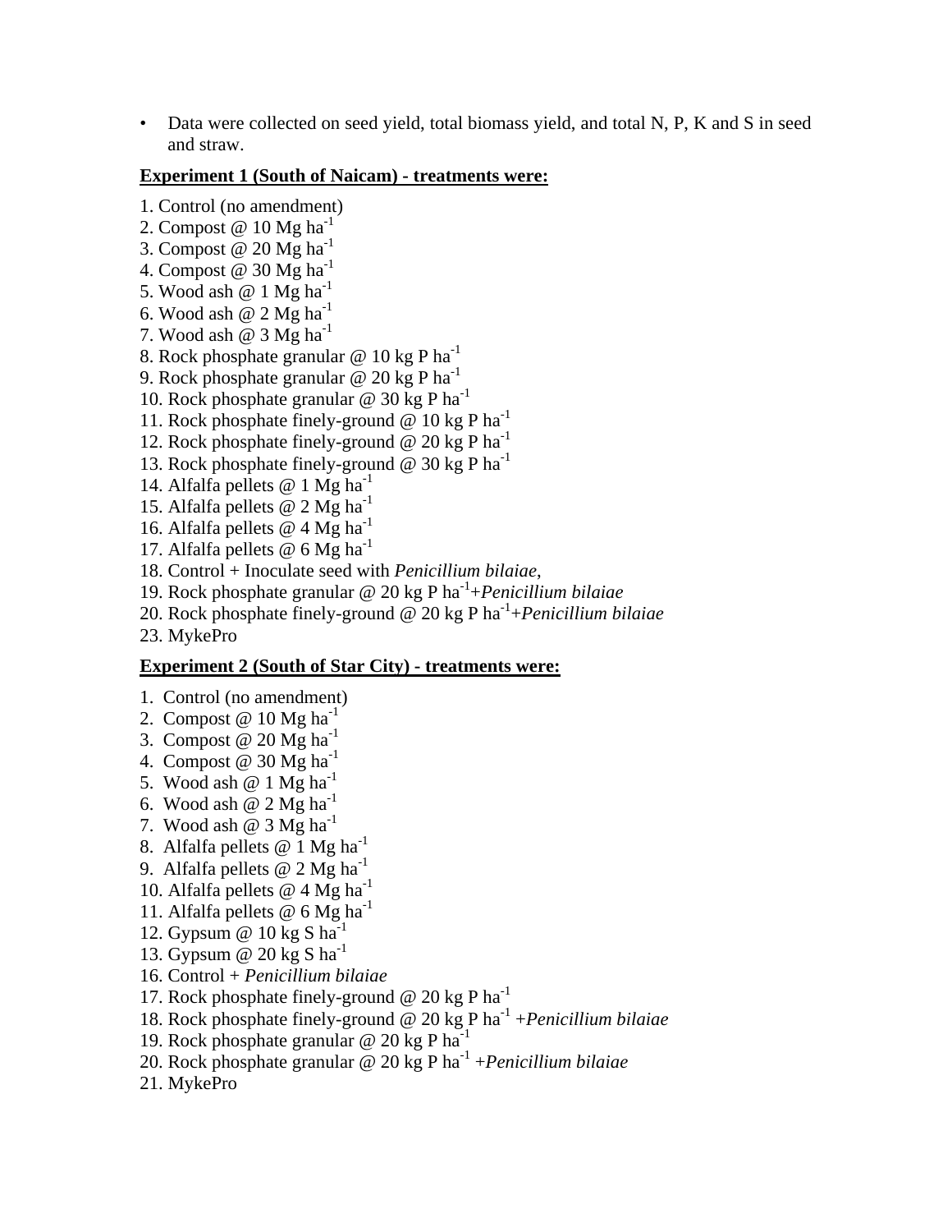- Data were collected on seed yield, total biomass yield, and total N, P, K and S in seed and straw.

**Experiment 1 (South of Naicam) - treatments were:**

1. Control (no amendment)
2. Compost @ 10 Mg $ha^{-1}$
3. Compost @ 20 Mg $ha^{-1}$
4. Compost @ 30 Mg $ha^{-1}$
5. Wood ash @ 1 Mg $ha^{-1}$
6. Wood ash @ 2 Mg $ha^{-1}$
7. Wood ash @ 3 Mg $ha^{-1}$
8. Rock phosphate granular @ 10 kg P $ha^{-1}$
9. Rock phosphate granular @ 20 kg P $ha^{-1}$
10. Rock phosphate granular @ 30 kg P $ha^{-1}$
11. Rock phosphate finely-ground @ 10 kg P $ha^{-1}$
12. Rock phosphate finely-ground @ 20 kg P $ha^{-1}$
13. Rock phosphate finely-ground @ 30 kg P $ha^{-1}$
14. Alfalfa pellets @ 1 Mg $ha^{-1}$
15. Alfalfa pellets @ 2 Mg $ha^{-1}$
16. Alfalfa pellets @ 4 Mg $ha^{-1}$
17. Alfalfa pellets @ 6 Mg $ha^{-1}$
18. Control + Inoculate seed with *Penicillium bilaiae*,
19. Rock phosphate granular @ 20 kg P $ha^{-1}$+*Penicillium bilaiae*
20. Rock phosphate finely-ground @ 20 kg P $ha^{-1}$+*Penicillium bilaiae*
23. MykePro

**Experiment 2 (South of Star City) - treatments were:**

1. Control (no amendment)
2. Compost @ 10 Mg $ha^{-1}$
3. Compost @ 20 Mg $ha^{-1}$
4. Compost @ 30 Mg $ha^{-1}$
5. Wood ash @ 1 Mg $ha^{-1}$
6. Wood ash @ 2 Mg $ha^{-1}$
7. Wood ash @ 3 Mg $ha^{-1}$
8. Alfalfa pellets @ 1 Mg $ha^{-1}$
9. Alfalfa pellets @ 2 Mg $ha^{-1}$
10. Alfalfa pellets @ 4 Mg $ha^{-1}$
11. Alfalfa pellets @ 6 Mg $ha^{-1}$
12. Gypsum @ 10 kg S $ha^{-1}$
13. Gypsum @ 20 kg S $ha^{-1}$
16. Control + *Penicillium bilaiae*
17. Rock phosphate finely-ground @ 20 kg P $ha^{-1}$
18. Rock phosphate finely-ground @ 20 kg P $ha^{-1}$ +*Penicillium bilaiae*
19. Rock phosphate granular @ 20 kg P $ha^{-1}$
20. Rock phosphate granular @ 20 kg P $ha^{-1}$ +*Penicillium bilaiae*
21. MykePro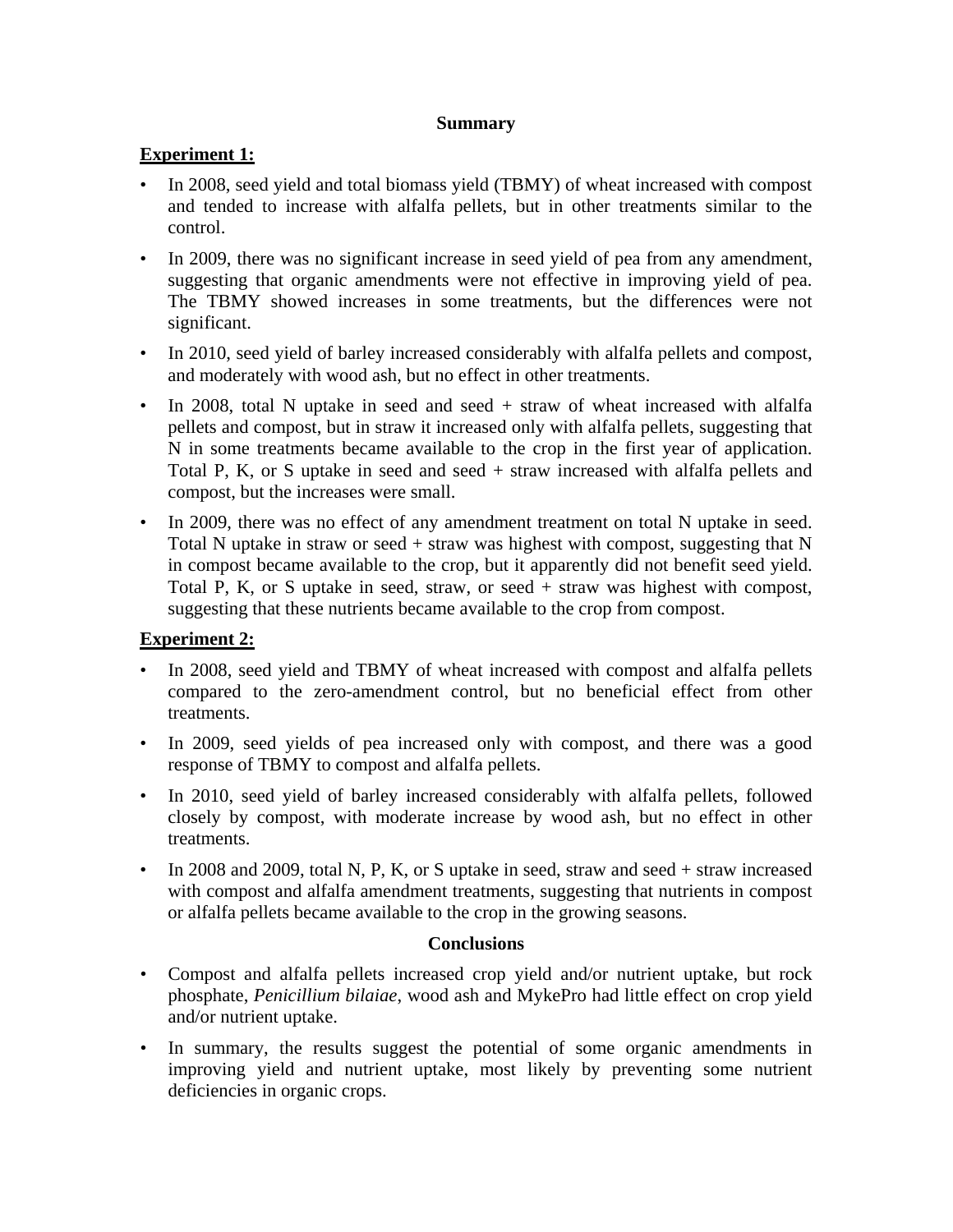## Summary

### Experiment 1:

- In 2008, seed yield and total biomass yield (TBMY) of wheat increased with compost and tended to increase with alfalfa pellets, but in other treatments similar to the control.
- In 2009, there was no significant increase in seed yield of pea from any amendment, suggesting that organic amendments were not effective in improving yield of pea. The TBMY showed increases in some treatments, but the differences were not significant.
- In 2010, seed yield of barley increased considerably with alfalfa pellets and compost, and moderately with wood ash, but no effect in other treatments.
- In 2008, total N uptake in seed and seed + straw of wheat increased with alfalfa pellets and compost, but in straw it increased only with alfalfa pellets, suggesting that N in some treatments became available to the crop in the first year of application. Total P, K, or S uptake in seed and seed + straw increased with alfalfa pellets and compost, but the increases were small.
- In 2009, there was no effect of any amendment treatment on total N uptake in seed. Total N uptake in straw or seed + straw was highest with compost, suggesting that N in compost became available to the crop, but it apparently did not benefit seed yield. Total P, K, or S uptake in seed, straw, or seed + straw was highest with compost, suggesting that these nutrients became available to the crop from compost.

### Experiment 2:

- In 2008, seed yield and TBMY of wheat increased with compost and alfalfa pellets compared to the zero-amendment control, but no beneficial effect from other treatments.
- In 2009, seed yields of pea increased only with compost, and there was a good response of TBMY to compost and alfalfa pellets.
- In 2010, seed yield of barley increased considerably with alfalfa pellets, followed closely by compost, with moderate increase by wood ash, but no effect in other treatments.
- In 2008 and 2009, total N, P, K, or S uptake in seed, straw and seed + straw increased with compost and alfalfa amendment treatments, suggesting that nutrients in compost or alfalfa pellets became available to the crop in the growing seasons.

## Conclusions

- Compost and alfalfa pellets increased crop yield and/or nutrient uptake, but rock phosphate, *Penicillium bilaiae*, wood ash and MykePro had little effect on crop yield and/or nutrient uptake.
- In summary, the results suggest the potential of some organic amendments in improving yield and nutrient uptake, most likely by preventing some nutrient deficiencies in organic crops.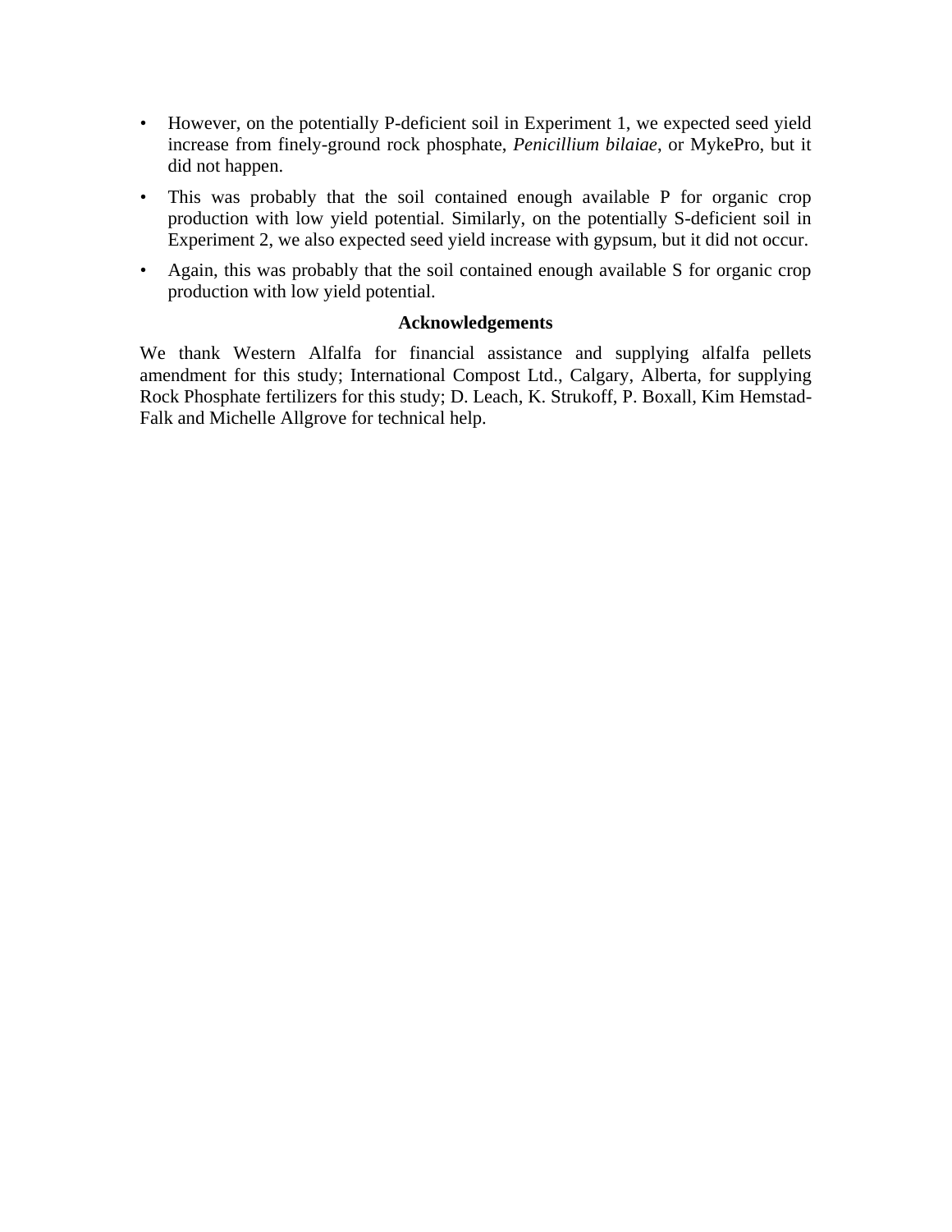- However, on the potentially P-deficient soil in Experiment 1, we expected seed yield increase from finely-ground rock phosphate, *Penicillium bilaiae*, or MykePro, but it did not happen.
- This was probably that the soil contained enough available P for organic crop production with low yield potential. Similarly, on the potentially S-deficient soil in Experiment 2, we also expected seed yield increase with gypsum, but it did not occur.
- Again, this was probably that the soil contained enough available S for organic crop production with low yield potential.

## Acknowledgements

We thank Western Alfalfa for financial assistance and supplying alfalfa pellets amendment for this study; International Compost Ltd., Calgary, Alberta, for supplying Rock Phosphate fertilizers for this study; D. Leach, K. Strukoff, P. Boxall, Kim Hemstad-Falk and Michelle Allgrove for technical help.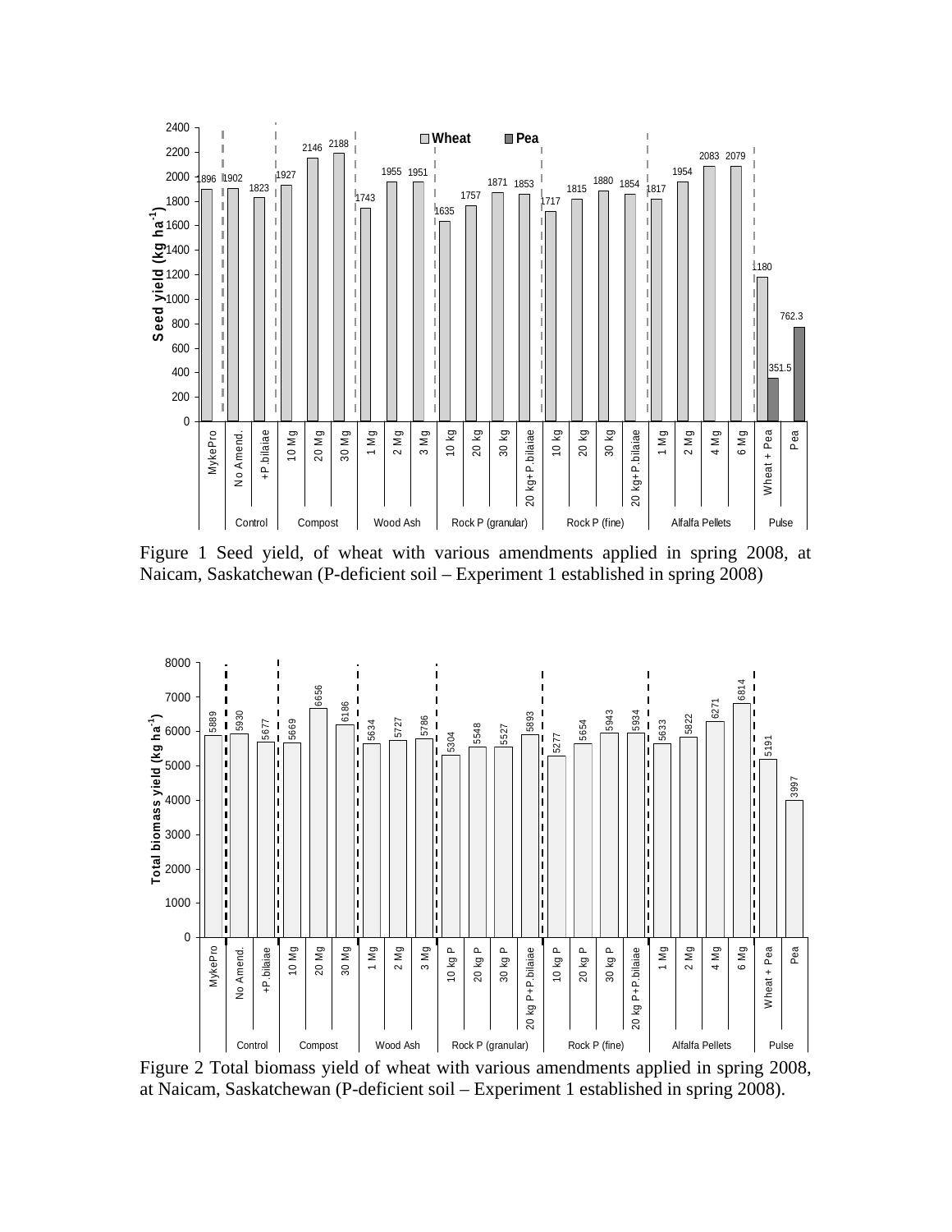Figure 1 Seed yield, of wheat with various amendments applied in spring 2008, at Naicam, Saskatchewan (P-deficient soil – Experiment 1 established in spring 2008)

Figure 2 Total biomass yield of wheat with various amendments applied in spring 2008, at Naicam, Saskatchewan (P-deficient soil – Experiment 1 established in spring 2008).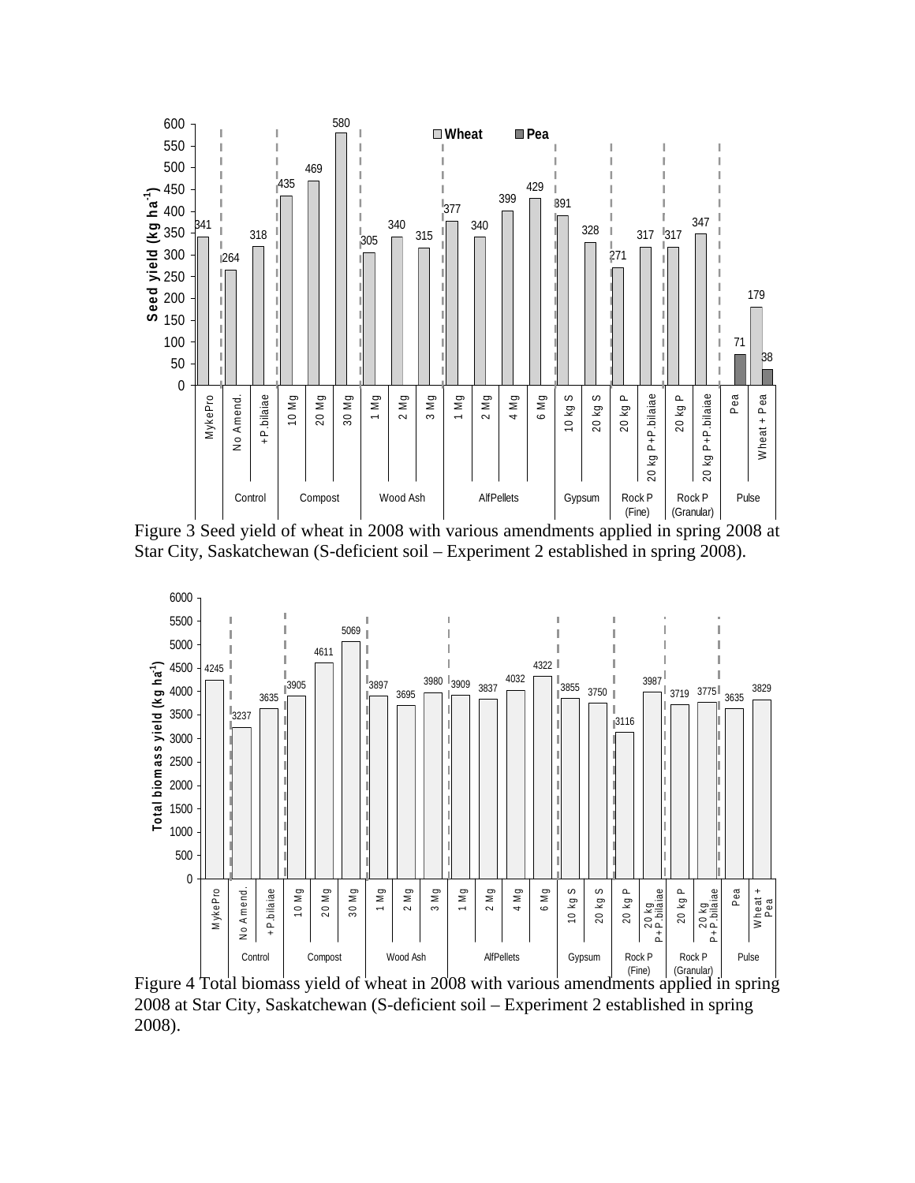| Group | Treatment | Wheat seed yield (kg ha$^{-1}$) | Pea seed yield (kg ha$^{-1}$) |
|---|---|---|---|
| | MykePro | 341 | |
| Control | No Amend. | 264 | |
| Control | +P.bilaiae | 318 | |
| Compost | 10 Mg | 435 | |
| Compost | 20 Mg | 469 | |
| Compost | 30 Mg | 580 | |
| Wood Ash | 1 Mg | 305 | |
| Wood Ash | 2 Mg | 340 | |
| Wood Ash | 3 Mg | 315 | |
| AlfPellets | 1 Mg | 377 | |
| AlfPellets | 2 Mg | 340 | |
| AlfPellets | 4 Mg | 399 | |
| AlfPellets | 6 Mg | 429 | |
| Gypsum | 10 kg S | 391 | |
| Gypsum | 20 kg S | 328 | |
| Rock P (Fine) | 20 kg P | 271 | |
| Rock P (Fine) | 20 kg P+P.bilaiae | 317 | |
| Rock P (Granular) | 20 kg P | 317 | |
| Rock P (Granular) | 20 kg P+P.bilaiae | 347 | |
| Pulse | Pea | | 71 |
| Pulse | Wheat + Pea | 179 | 38 |

Figure 3 Seed yield of wheat in 2008 with various amendments applied in spring 2008 at Star City, Saskatchewan (S-deficient soil – Experiment 2 established in spring 2008).

| Group | Treatment | Total biomass yield (kg ha$^{-1}$) |
|---|---|---|
| | MykePro | 4245 |
| Control | No Amend. | 3237 |
| Control | +P.bilaiae | 3635 |
| Compost | 10 Mg | 3905 |
| Compost | 20 Mg | 4611 |
| Compost | 30 Mg | 5069 |
| Wood Ash | 1 Mg | 3897 |
| Wood Ash | 2 Mg | 3695 |
| Wood Ash | 3 Mg | 3980 |
| AlfPellets | 1 Mg | 3909 |
| AlfPellets | 2 Mg | 3837 |
| AlfPellets | 4 Mg | 4032 |
| AlfPellets | 6 Mg | 4322 |
| Gypsum | 10 kg S | 3855 |
| Gypsum | 20 kg S | 3750 |
| Rock P (Fine) | 20 kg P | 3116 |
| Rock P (Fine) | 20 kg P+P.bilaiae | 3987 |
| Rock P (Granular) | 20 kg P | 3719 |
| Rock P (Granular) | 20 kg P+P.bilaiae | 3775 |
| Pulse | Pea | 3635 |
| Pulse | Wheat + Pea | 3829 |

Figure 4 Total biomass yield of wheat in 2008 with various amendments applied in spring 2008 at Star City, Saskatchewan (S-deficient soil – Experiment 2 established in spring 2008).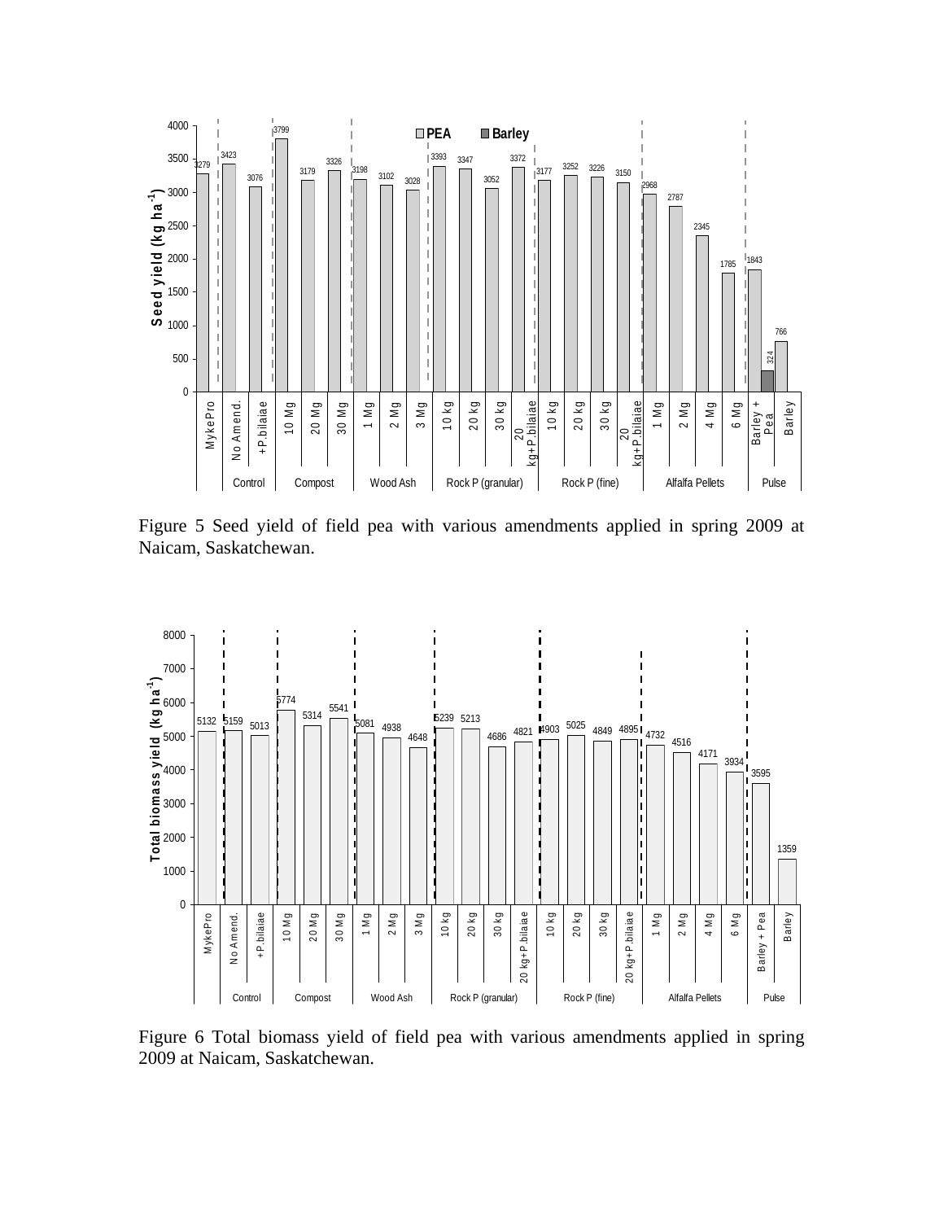Figure 5 Seed yield of field pea with various amendments applied in spring 2009 at Naicam, Saskatchewan.

Figure 6 Total biomass yield of field pea with various amendments applied in spring 2009 at Naicam, Saskatchewan.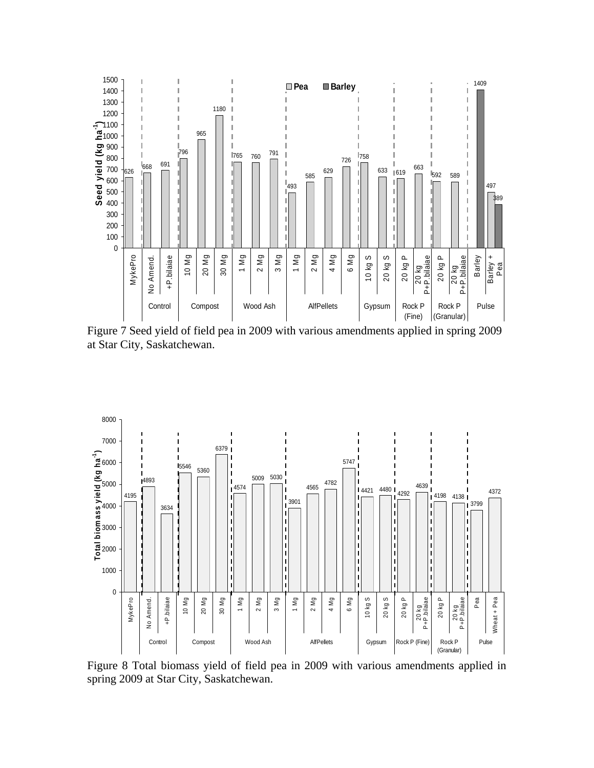Figure 7 Seed yield of field pea in 2009 with various amendments applied in spring 2009 at Star City, Saskatchewan.

Figure 8 Total biomass yield of field pea in 2009 with various amendments applied in spring 2009 at Star City, Saskatchewan.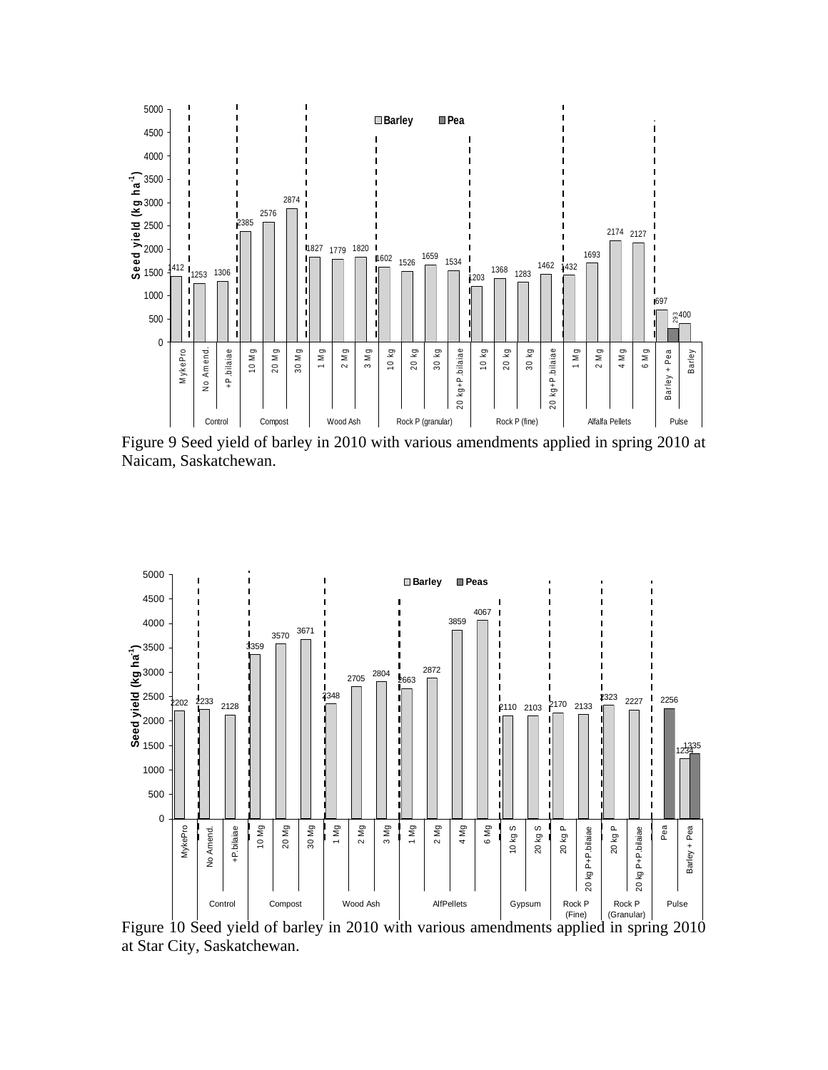5000
4500
4000
3500
3000
2500
2000
1500
1000
500
0

Seed yield (kg ha$^{-1}$)

Barley
Pea

1412
1253
1306
2385
2576
2874
1827
1779
1820
1602
1526
1659
1534
1203
1368
1283
1462
1432
1693
2174
2127
697
293
400

MykePro
No Amend.
+P.bilaiae
10 Mg
20 Mg
30 Mg
1 Mg
2 Mg
3 Mg
10 kg
20 kg
30 kg
20 kg+P.bilaiae
10 kg
20 kg
30 kg
20 kg+P.bilaiae
1 Mg
2 Mg
4 Mg
6 Mg
Barley + Pea
Barley

Control
Compost
Wood Ash
Rock P (granular)
Rock P (fine)
Alfalfa Pellets
Pulse

Figure 9 Seed yield of barley in 2010 with various amendments applied in spring 2010 at Naicam, Saskatchewan.

5000
4500
4000
3500
3000
2500
2000
1500
1000
500
0

Seed yield (kg ha$^{-1}$)

Barley
Peas

2202
2233
2128
3359
3570
3671
2348
2705
2804
2663
2872
3859
4067
2110
2103
2170
2133
2323
2227
2256
1234
1335

MykePro
No Amend.
+P.bilaiae
10 Mg
20 Mg
30 Mg
1 Mg
2 Mg
3 Mg
1 Mg
2 Mg
4 Mg
6 Mg
10 kg S
20 kg S
20 kg P
20 kg P+P.bilaiae
20 kg P
20 kg P+P.bilaiae
Pea
Barley + Pea

Control
Compost
Wood Ash
AlfPellets
Gypsum
Rock P (Fine)
Rock P (Granular)
Pulse

Figure 10 Seed yield of barley in 2010 with various amendments applied in spring 2010 at Star City, Saskatchewan.